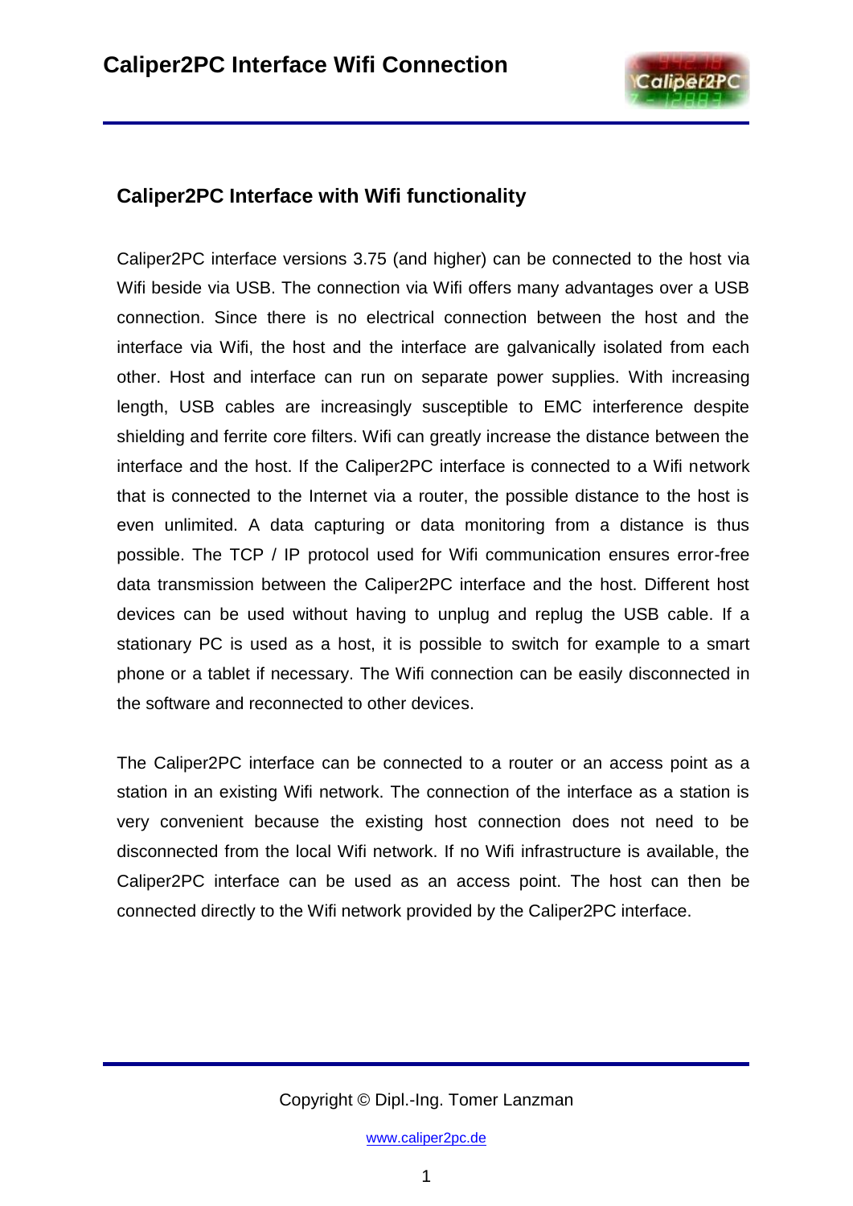## Caliper2PC Interface with Wifi functionality

Caliper2PC interface versions 3.75 (and higher) can be connected to the host via Wifi beside via USB. The connection via Wifi offers many advantages over a USB connection. Since there is no electrical connection between the host and the interface via Wifi, the host and the interface are galvanically isolated from each other. Host and interface can run on separate power supplies. With increasing length, USB cables are increasingly susceptible to EMC interference despite shielding and ferrite core filters. Wifi can greatly increase the distance between the interface and the host. If the Caliper2PC interface is connected to a Wifi network that is connected to the Internet via a router, the possible distance to the host is even unlimited. A data capturing or data monitoring from a distance is thus possible. The TCP / IP protocol used for Wifi communication ensures error-free data transmission between the Caliper2PC interface and the host. Different host devices can be used without having to unplug and replug the USB cable. If a stationary PC is used as a host, it is possible to switch for example to a smart phone or a tablet if necessary. The Wifi connection can be easily disconnected in the software and reconnected to other devices.

The Caliper2PC interface can be connected to a router or an access point as a station in an existing Wifi network. The connection of the interface as a station is very convenient because the existing host connection does not need to be disconnected from the local Wifi network. If no Wifi infrastructure is available, the Caliper2PC interface can be used as an access point. The host can then be connected directly to the Wifi network provided by the Caliper2PC interface.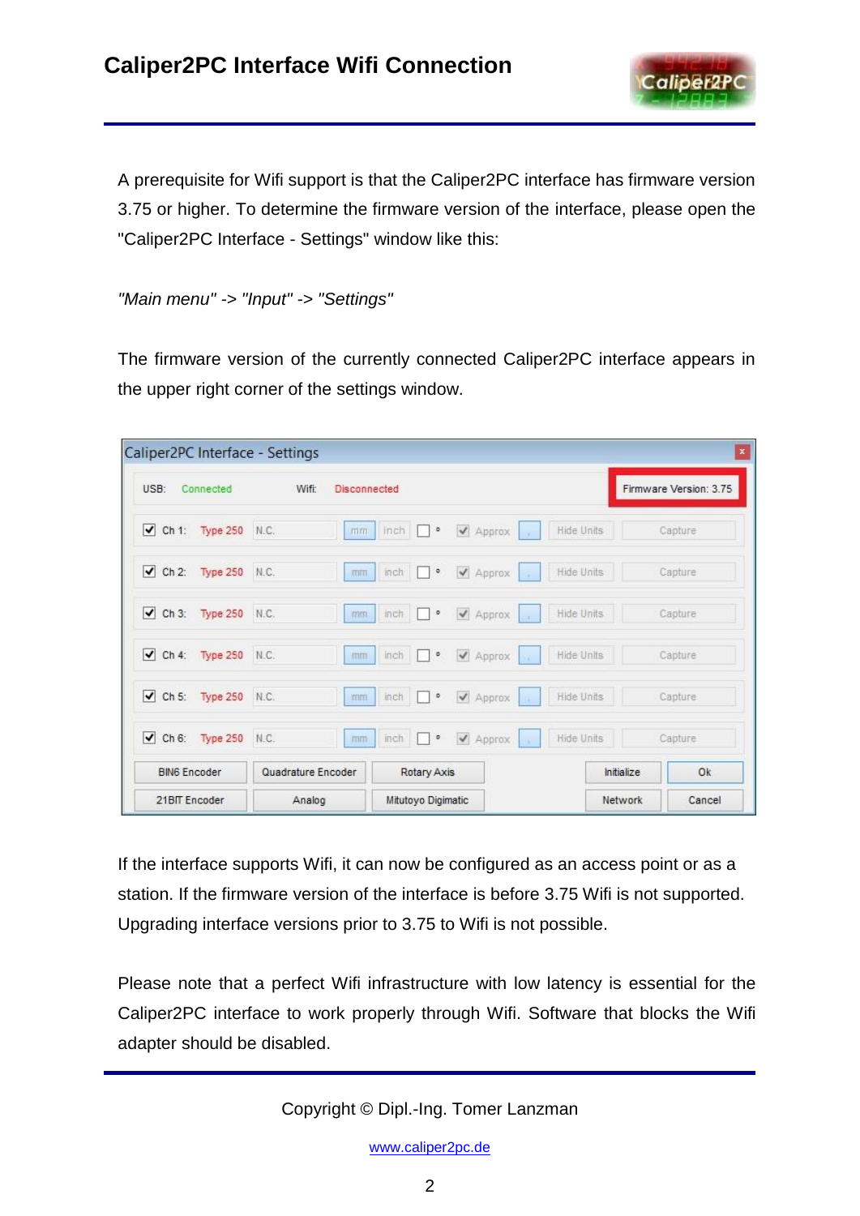A prerequisite for Wifi support is that the Caliper2PC interface has firmware version 3.75 or higher. To determine the firmware version of the interface, please open the "Caliper2PC Interface - Settings" window like this:

*"Main menu" -> "Input" -> "Settings"*

The firmware version of the currently connected Caliper2PC interface appears in the upper right corner of the settings window.

If the interface supports Wifi, it can now be configured as an access point or as a station. If the firmware version of the interface is before 3.75 Wifi is not supported. Upgrading interface versions prior to 3.75 to Wifi is not possible.

Please note that a perfect Wifi infrastructure with low latency is essential for the Caliper2PC interface to work properly through Wifi. Software that blocks the Wifi adapter should be disabled.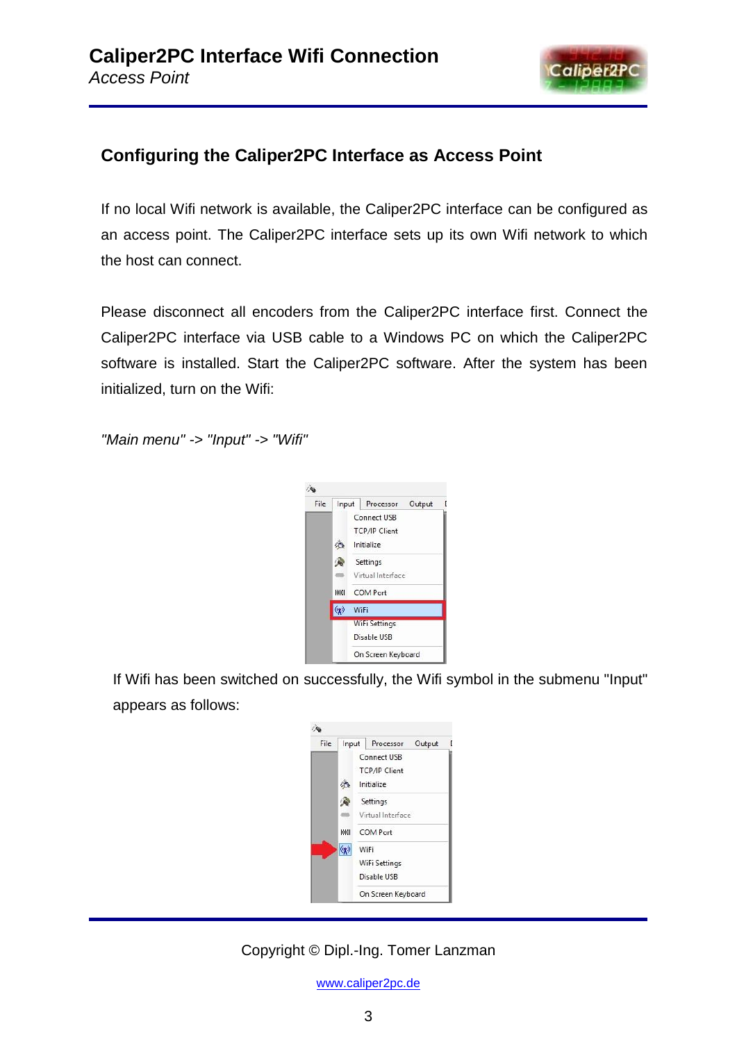## Configuring the Caliper2PC Interface as Access Point

If no local Wifi network is available, the Caliper2PC interface can be configured as an access point. The Caliper2PC interface sets up its own Wifi network to which the host can connect.

Please disconnect all encoders from the Caliper2PC interface first. Connect the Caliper2PC interface via USB cable to a Windows PC on which the Caliper2PC software is installed. Start the Caliper2PC software. After the system has been initialized, turn on the Wifi:

*"Main menu" -> "Input" -> "Wifi"*

If Wifi has been switched on successfully, the Wifi symbol in the submenu "Input" appears as follows: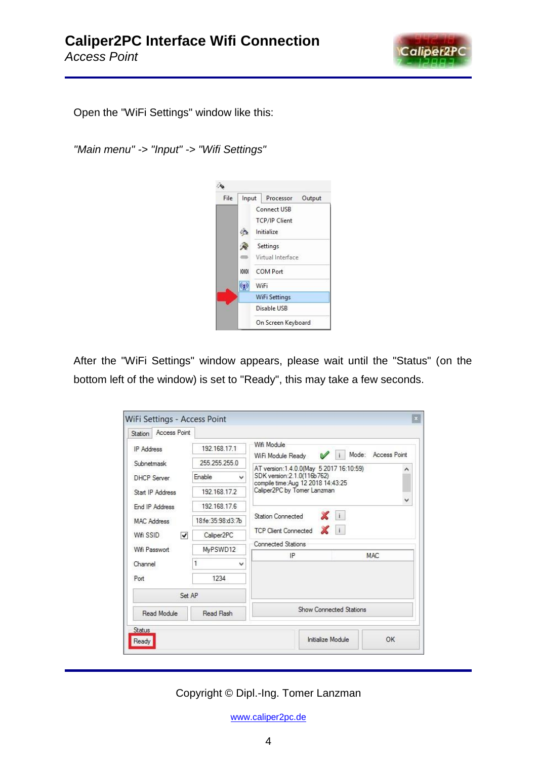Open the "WiFi Settings" window like this:

*"Main menu" -> "Input" -> "Wifi Settings"*

After the "WiFi Settings" window appears, please wait until the "Status" (on the bottom left of the window) is set to "Ready", this may take a few seconds.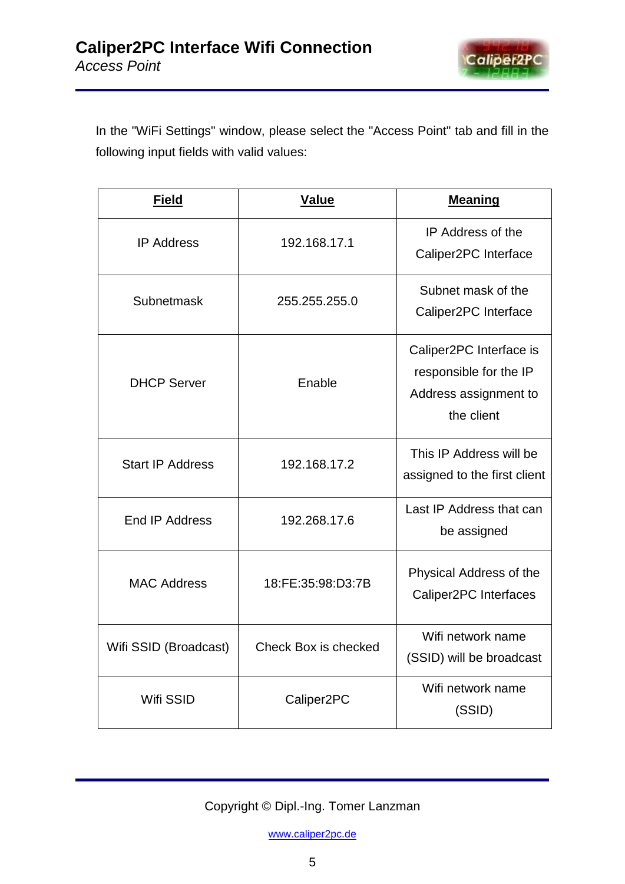In the "WiFi Settings" window, please select the "Access Point" tab and fill in the following input fields with valid values:

| **Field** | **Value** | **Meaning** |
| --- | --- | --- |
| IP Address | 192.168.17.1 | IP Address of the Caliper2PC Interface |
| Subnetmask | 255.255.255.0 | Subnet mask of the Caliper2PC Interface |
| DHCP Server | Enable | Caliper2PC Interface is responsible for the IP Address assignment to the client |
| Start IP Address | 192.168.17.2 | This IP Address will be assigned to the first client |
| End IP Address | 192.268.17.6 | Last IP Address that can be assigned |
| MAC Address | 18:FE:35:98:D3:7B | Physical Address of the Caliper2PC Interfaces |
| Wifi SSID (Broadcast) | Check Box is checked | Wifi network name (SSID) will be broadcast |
| Wifi SSID | Caliper2PC | Wifi network name (SSID) |

Copyright © Dipl.-Ing. Tomer Lanzman

www.caliper2pc.de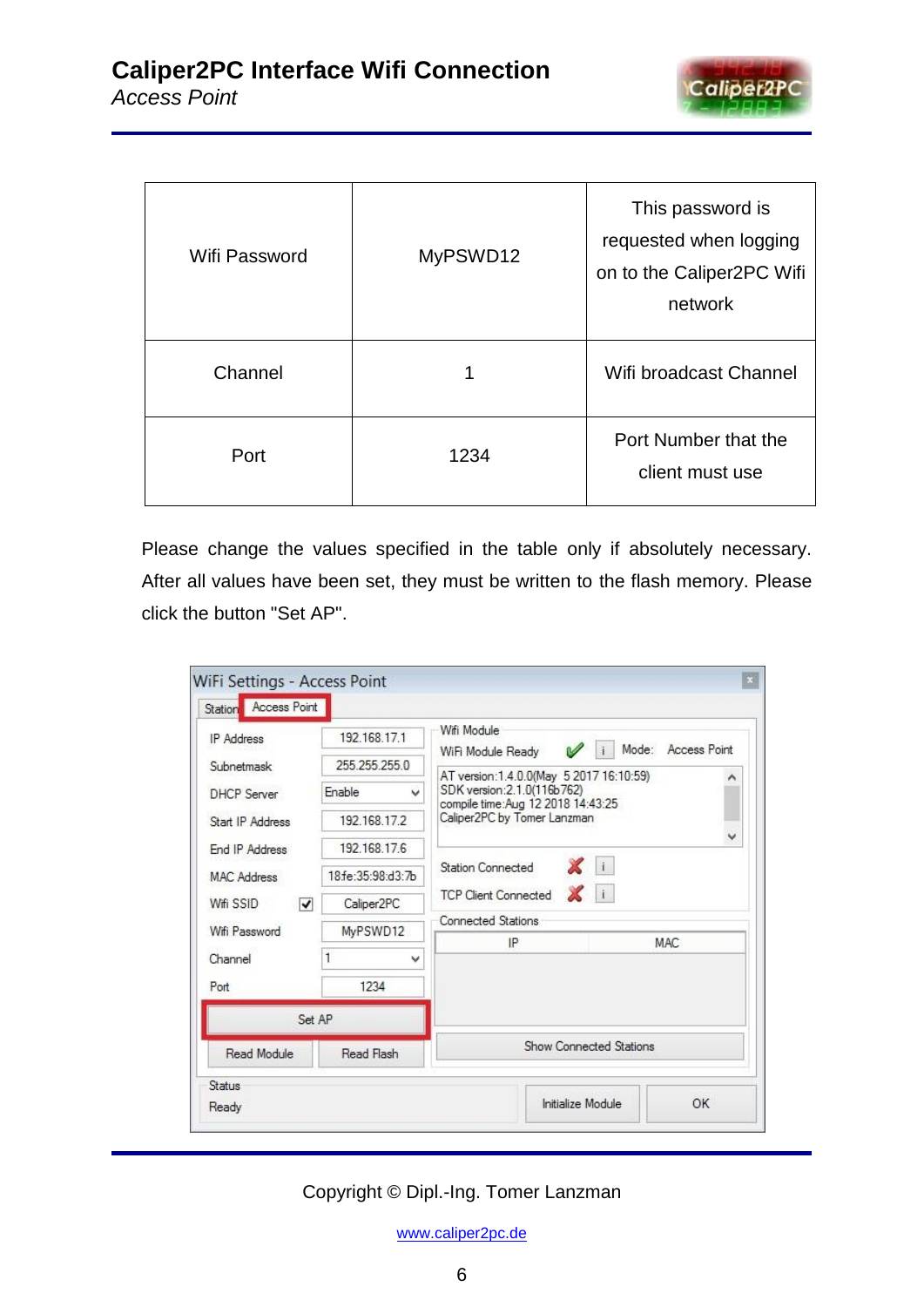| Wifi Password | MyPSWD12 | This password is requested when logging on to the Caliper2PC Wifi network |
|---|---|---|
| Channel | 1 | Wifi broadcast Channel |
| Port | 1234 | Port Number that the client must use |

Please change the values specified in the table only if absolutely necessary. After all values have been set, they must be written to the flash memory. Please click the button "Set AP".

Copyright © Dipl.-Ing. Tomer Lanzman

www.caliper2pc.de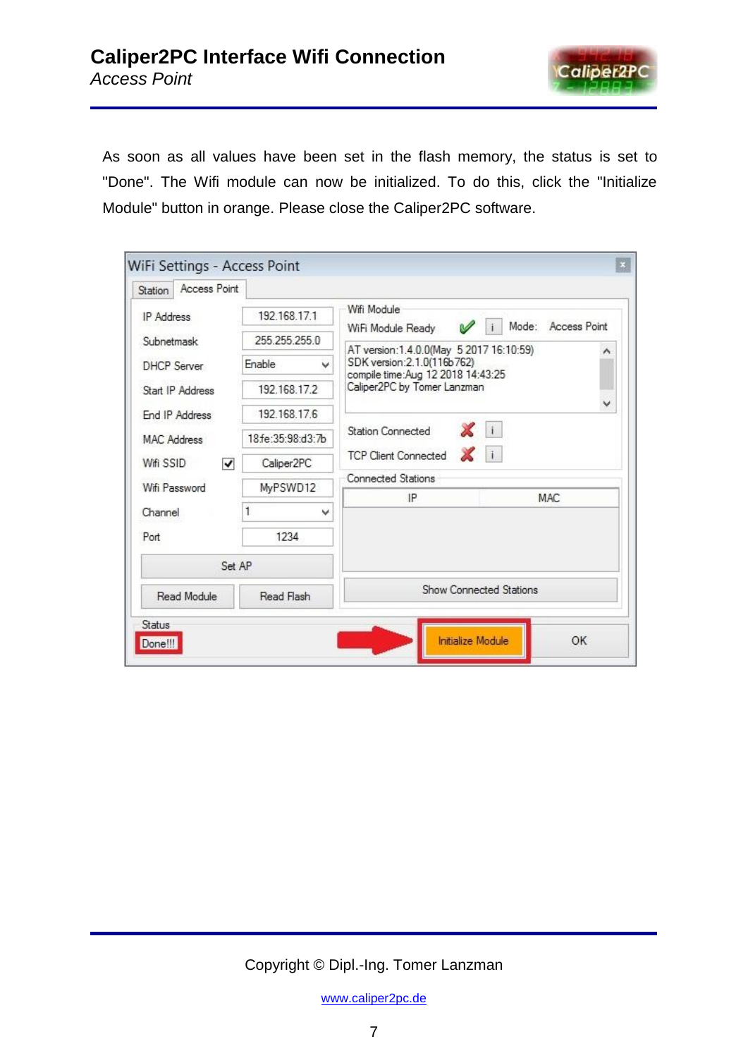As soon as all values have been set in the flash memory, the status is set to "Done". The Wifi module can now be initialized. To do this, click the "Initialize Module" button in orange. Please close the Caliper2PC software.

Copyright © Dipl.-Ing. Tomer Lanzman

www.caliper2pc.de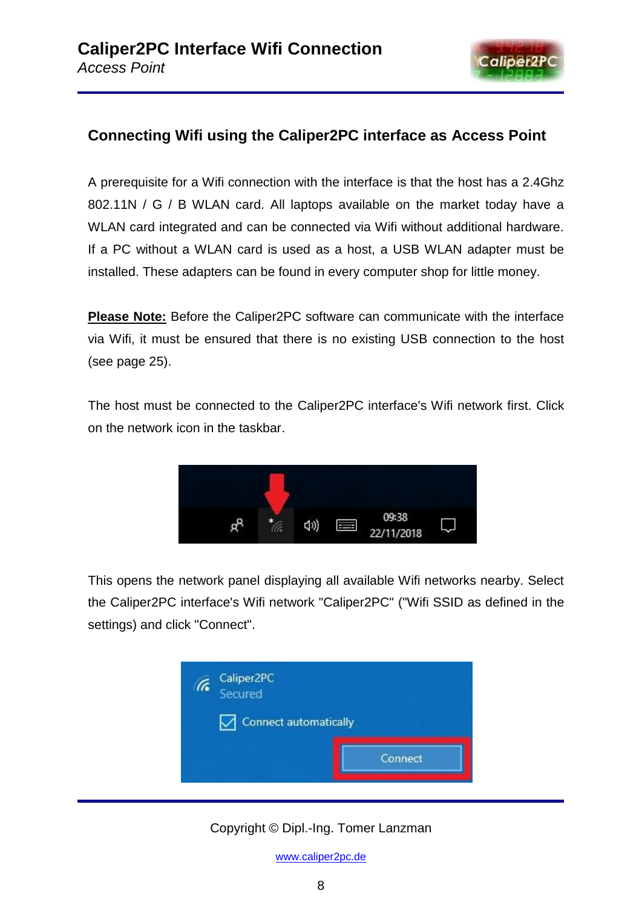## Connecting Wifi using the Caliper2PC interface as Access Point

A prerequisite for a Wifi connection with the interface is that the host has a 2.4Ghz 802.11N / G / B WLAN card. All laptops available on the market today have a WLAN card integrated and can be connected via Wifi without additional hardware. If a PC without a WLAN card is used as a host, a USB WLAN adapter must be installed. These adapters can be found in every computer shop for little money.

**Please Note:** Before the Caliper2PC software can communicate with the interface via Wifi, it must be ensured that there is no existing USB connection to the host (see page 25).

The host must be connected to the Caliper2PC interface's Wifi network first. Click on the network icon in the taskbar.

This opens the network panel displaying all available Wifi networks nearby. Select the Caliper2PC interface's Wifi network "Caliper2PC" ("Wifi SSID as defined in the settings) and click "Connect".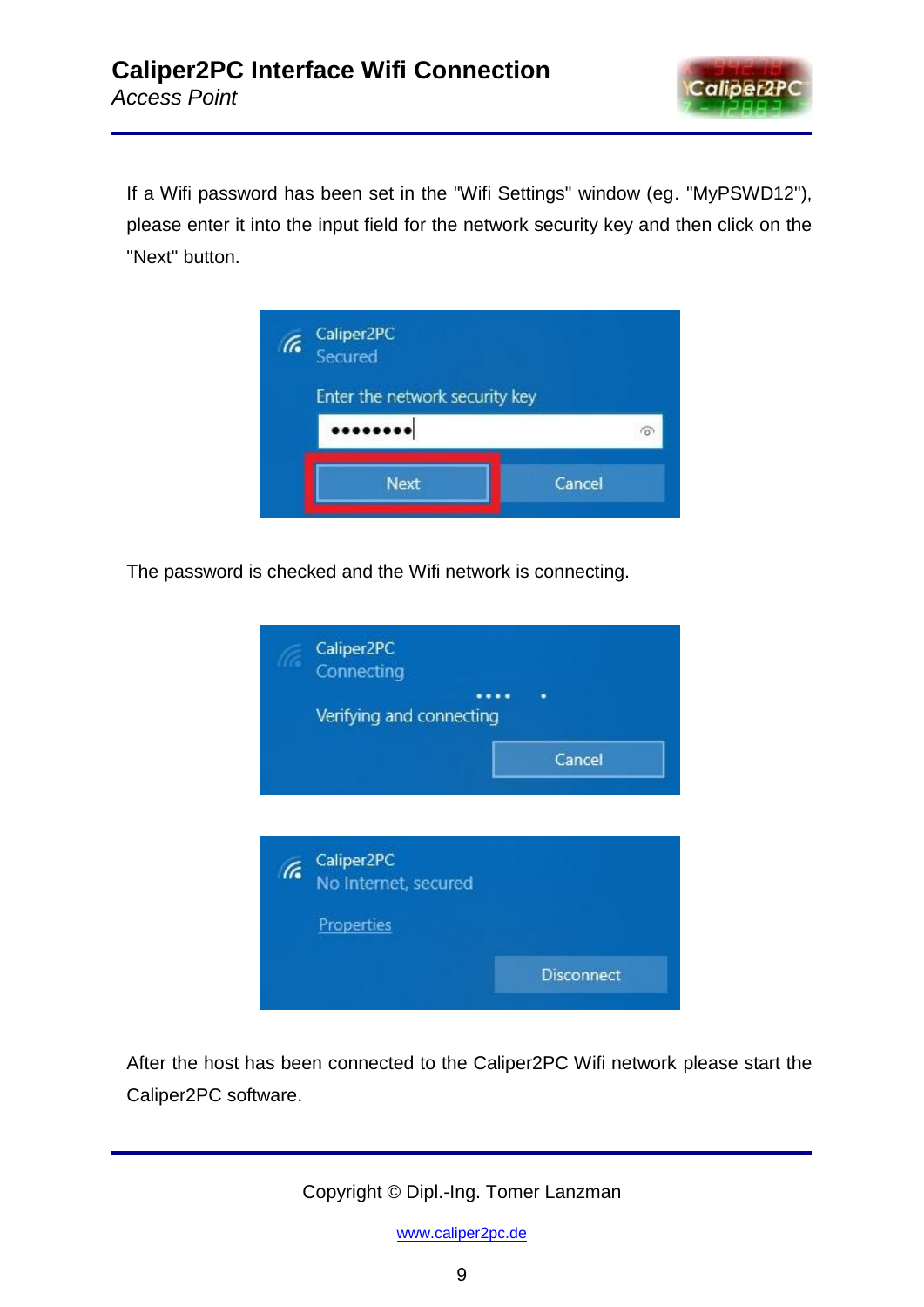If a Wifi password has been set in the "Wifi Settings" window (eg. "MyPSWD12"), please enter it into the input field for the network security key and then click on the "Next" button.

The password is checked and the Wifi network is connecting.

After the host has been connected to the Caliper2PC Wifi network please start the Caliper2PC software.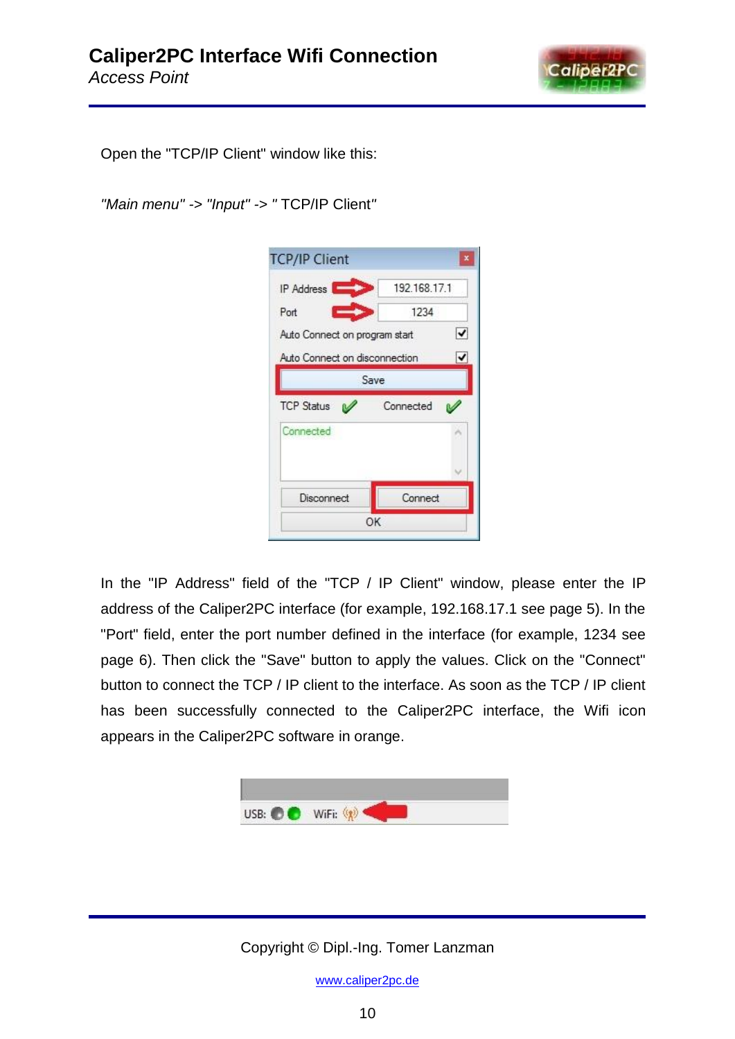Open the "TCP/IP Client" window like this:

*"Main menu"* -> *"Input"* -> *"* TCP/IP Client*"*

In the "IP Address" field of the "TCP / IP Client" window, please enter the IP address of the Caliper2PC interface (for example, 192.168.17.1 see page 5). In the "Port" field, enter the port number defined in the interface (for example, 1234 see page 6). Then click the "Save" button to apply the values. Click on the "Connect" button to connect the TCP / IP client to the interface. As soon as the TCP / IP client has been successfully connected to the Caliper2PC interface, the Wifi icon appears in the Caliper2PC software in orange.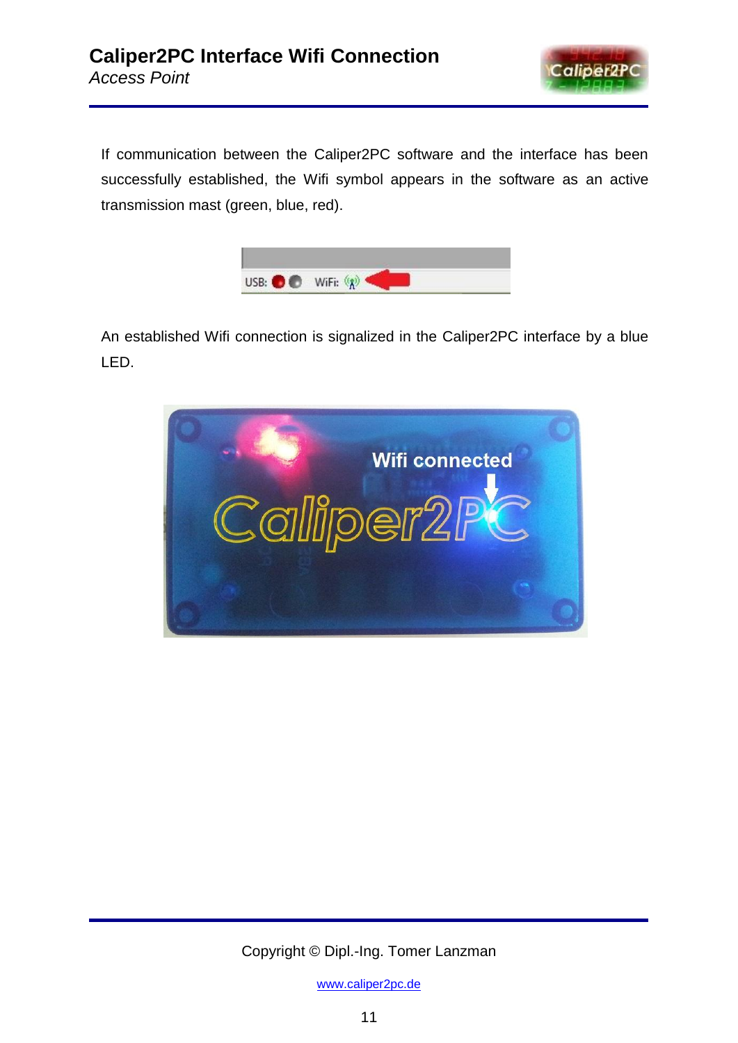If communication between the Caliper2PC software and the interface has been successfully established, the Wifi symbol appears in the software as an active transmission mast (green, blue, red).

An established Wifi connection is signalized in the Caliper2PC interface by a blue LED.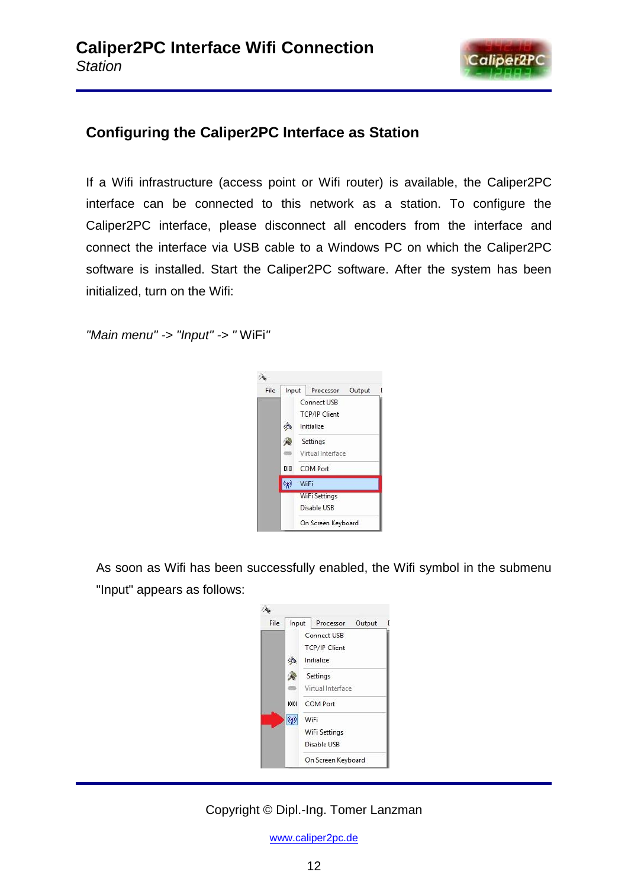## Configuring the Caliper2PC Interface as Station

If a Wifi infrastructure (access point or Wifi router) is available, the Caliper2PC interface can be connected to this network as a station. To configure the Caliper2PC interface, please disconnect all encoders from the interface and connect the interface via USB cable to a Windows PC on which the Caliper2PC software is installed. Start the Caliper2PC software. After the system has been initialized, turn on the Wifi:

*"Main menu" -> "Input" -> " WiFi"*

As soon as Wifi has been successfully enabled, the Wifi symbol in the submenu "Input" appears as follows: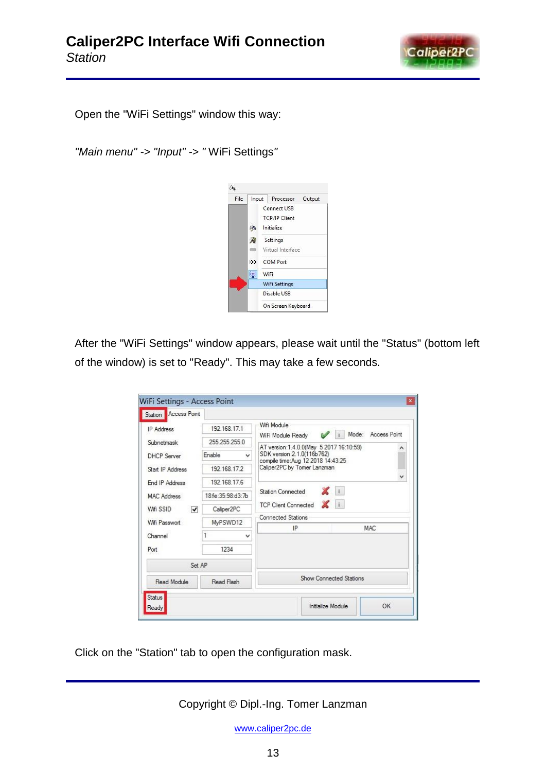Open the "WiFi Settings" window this way:

*"Main menu" -> "Input" -> " WiFi Settings"*

After the "WiFi Settings" window appears, please wait until the "Status" (bottom left of the window) is set to "Ready". This may take a few seconds.

Click on the "Station" tab to open the configuration mask.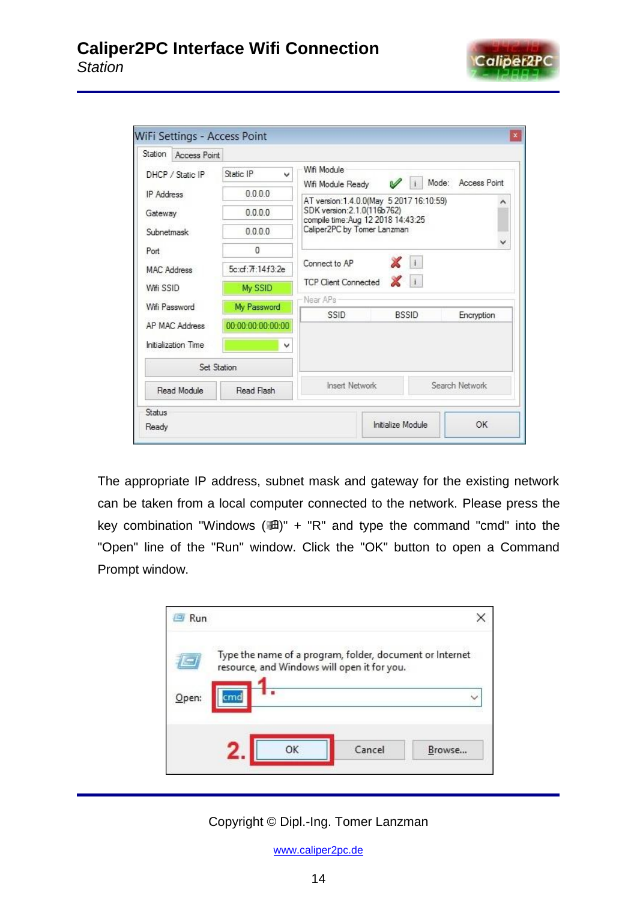The appropriate IP address, subnet mask and gateway for the existing network can be taken from a local computer connected to the network. Please press the key combination "Windows (⊞)" + "R" and type the command "cmd" into the "Open" line of the "Run" window. Click the "OK" button to open a Command Prompt window.

Copyright © Dipl.-Ing. Tomer Lanzman

www.caliper2pc.de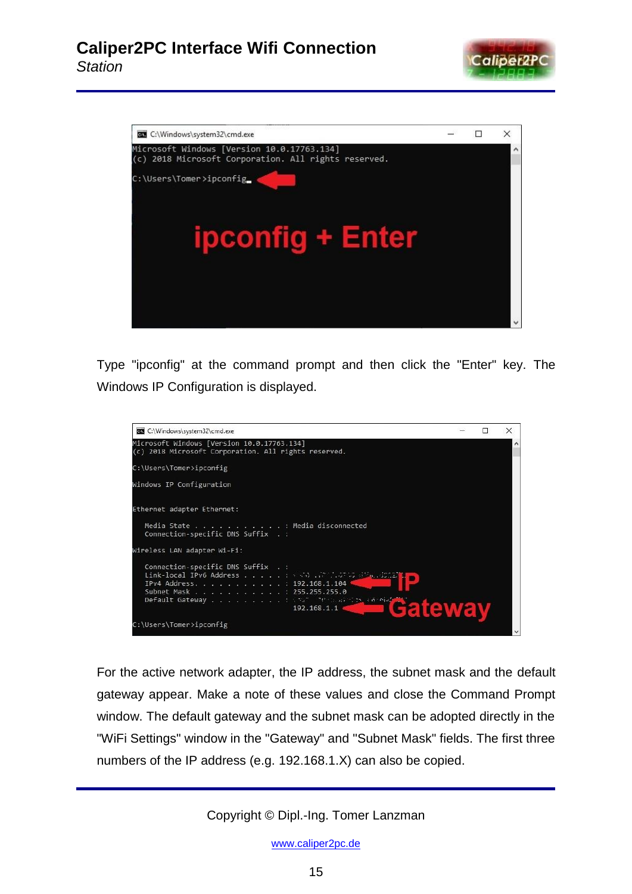Type "ipconfig" at the command prompt and then click the "Enter" key. The Windows IP Configuration is displayed.

For the active network adapter, the IP address, the subnet mask and the default gateway appear. Make a note of these values and close the Command Prompt window. The default gateway and the subnet mask can be adopted directly in the "WiFi Settings" window in the "Gateway" and "Subnet Mask" fields. The first three numbers of the IP address (e.g. 192.168.1.X) can also be copied.

Copyright © Dipl.-Ing. Tomer Lanzman

www.caliper2pc.de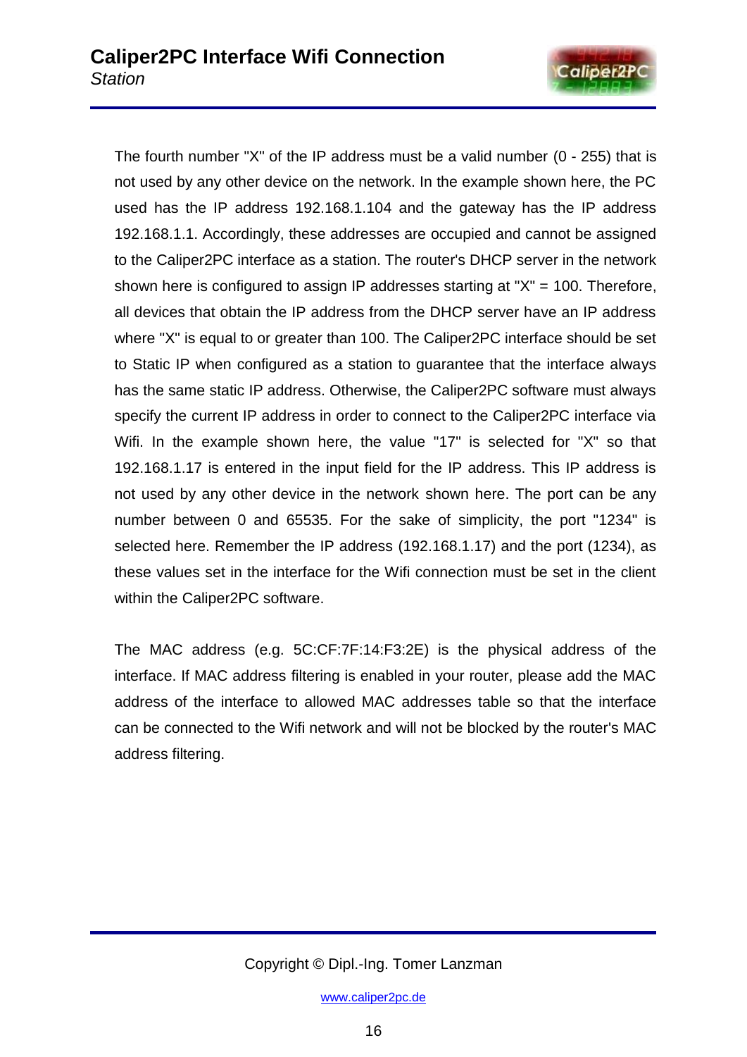The fourth number "X" of the IP address must be a valid number (0 - 255) that is not used by any other device on the network. In the example shown here, the PC used has the IP address 192.168.1.104 and the gateway has the IP address 192.168.1.1. Accordingly, these addresses are occupied and cannot be assigned to the Caliper2PC interface as a station. The router's DHCP server in the network shown here is configured to assign IP addresses starting at "X" = 100. Therefore, all devices that obtain the IP address from the DHCP server have an IP address where "X" is equal to or greater than 100. The Caliper2PC interface should be set to Static IP when configured as a station to guarantee that the interface always has the same static IP address. Otherwise, the Caliper2PC software must always specify the current IP address in order to connect to the Caliper2PC interface via Wifi. In the example shown here, the value "17" is selected for "X" so that 192.168.1.17 is entered in the input field for the IP address. This IP address is not used by any other device in the network shown here. The port can be any number between 0 and 65535. For the sake of simplicity, the port "1234" is selected here. Remember the IP address (192.168.1.17) and the port (1234), as these values set in the interface for the Wifi connection must be set in the client within the Caliper2PC software.

The MAC address (e.g. 5C:CF:7F:14:F3:2E) is the physical address of the interface. If MAC address filtering is enabled in your router, please add the MAC address of the interface to allowed MAC addresses table so that the interface can be connected to the Wifi network and will not be blocked by the router's MAC address filtering.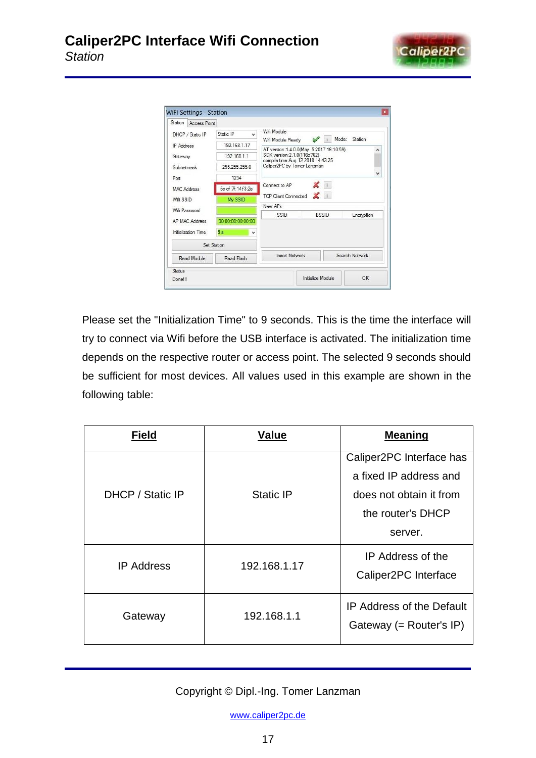Please set the "Initialization Time" to 9 seconds. This is the time the interface will try to connect via Wifi before the USB interface is activated. The initialization time depends on the respective router or access point. The selected 9 seconds should be sufficient for most devices. All values used in this example are shown in the following table:

| Field | Value | Meaning |
|---|---|---|
| DHCP / Static IP | Static IP | Caliper2PC Interface has a fixed IP address and does not obtain it from the router's DHCP server. |
| IP Address | 192.168.1.17 | IP Address of the Caliper2PC Interface |
| Gateway | 192.168.1.1 | IP Address of the Default Gateway (= Router's IP) |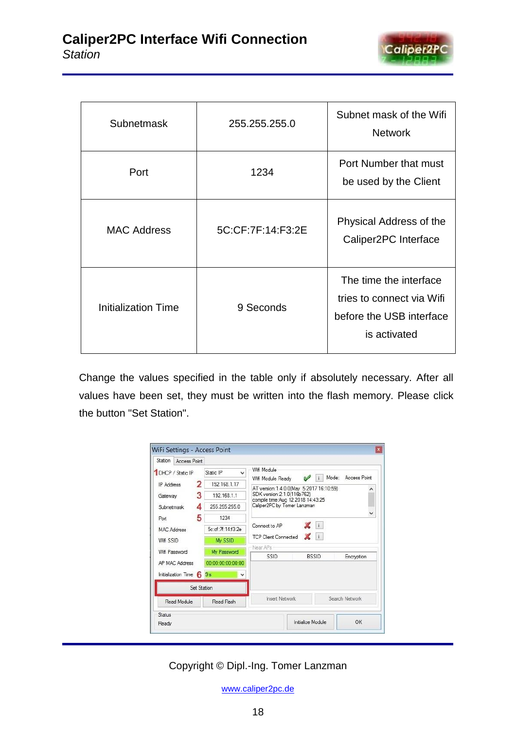| Subnetmask | 255.255.255.0 | Subnet mask of the Wifi Network |
|---|---|---|
| Port | 1234 | Port Number that must be used by the Client |
| MAC Address | 5C:CF:7F:14:F3:2E | Physical Address of the Caliper2PC Interface |
| Initialization Time | 9 Seconds | The time the interface tries to connect via Wifi before the USB interface is activated |

Change the values specified in the table only if absolutely necessary. After all values have been set, they must be written into the flash memory. Please click the button "Set Station".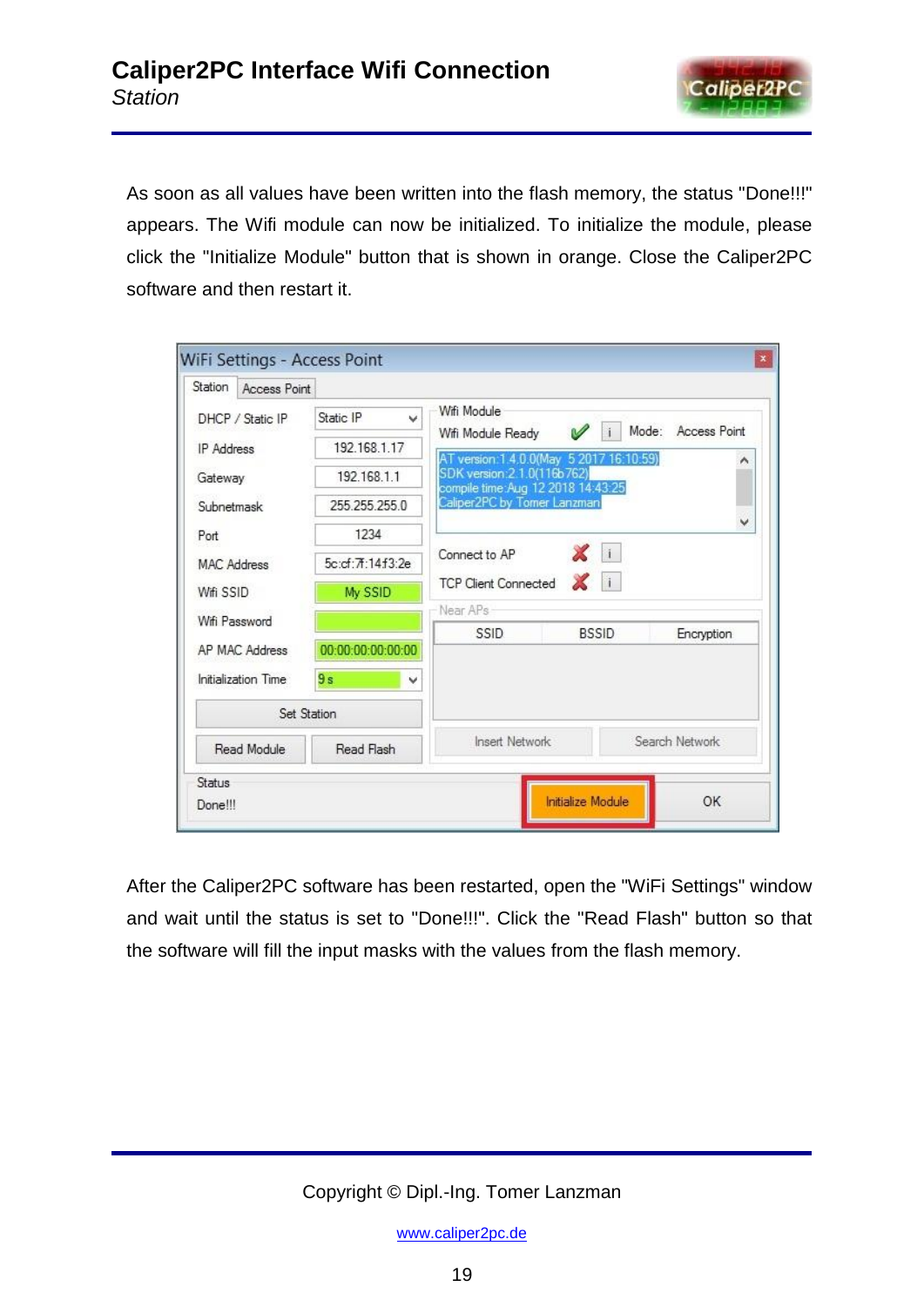As soon as all values have been written into the flash memory, the status "Done!!!" appears. The Wifi module can now be initialized. To initialize the module, please click the "Initialize Module" button that is shown in orange. Close the Caliper2PC software and then restart it.

After the Caliper2PC software has been restarted, open the "WiFi Settings" window and wait until the status is set to "Done!!!". Click the "Read Flash" button so that the software will fill the input masks with the values from the flash memory.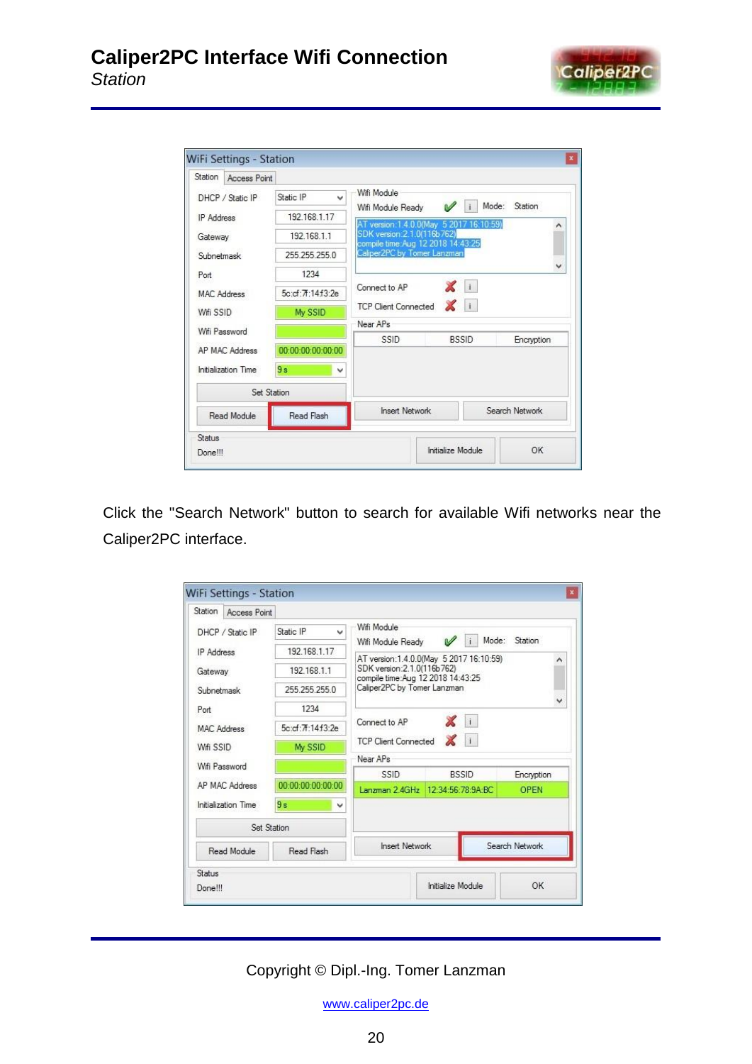Click the "Search Network" button to search for available Wifi networks near the Caliper2PC interface.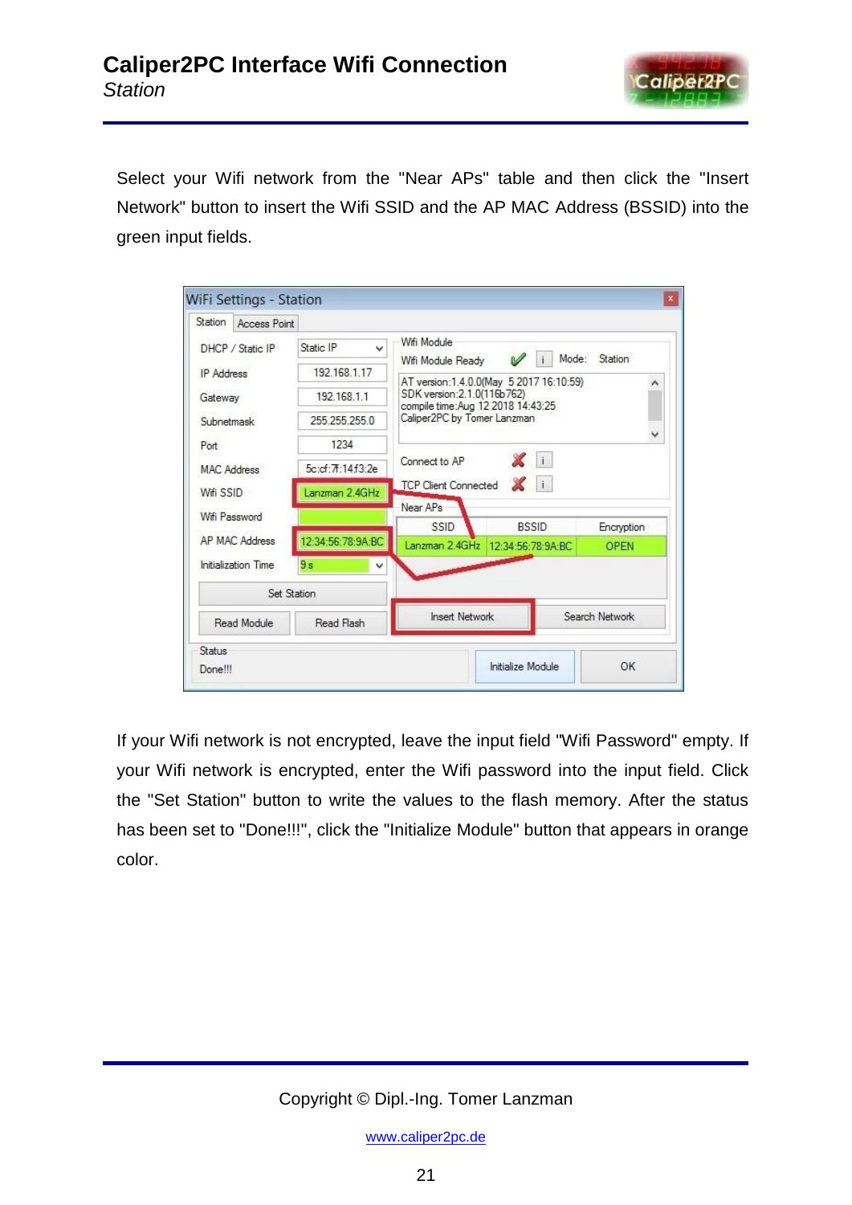Select your Wifi network from the "Near APs" table and then click the "Insert Network" button to insert the Wifi SSID and the AP MAC Address (BSSID) into the green input fields.

If your Wifi network is not encrypted, leave the input field "Wifi Password" empty. If your Wifi network is encrypted, enter the Wifi password into the input field. Click the "Set Station" button to write the values to the flash memory. After the status has been set to "Done!!!", click the "Initialize Module" button that appears in orange color.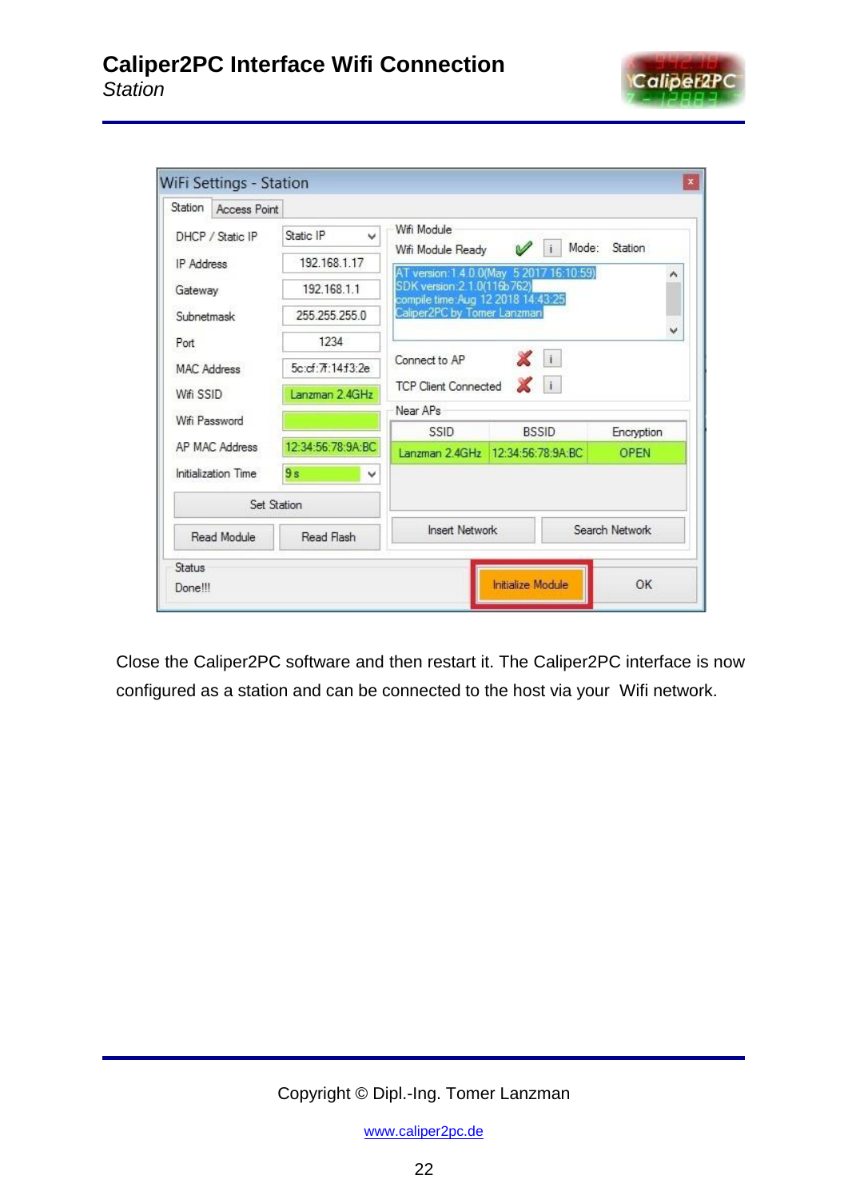Close the Caliper2PC software and then restart it. The Caliper2PC interface is now configured as a station and can be connected to the host via your  Wifi network.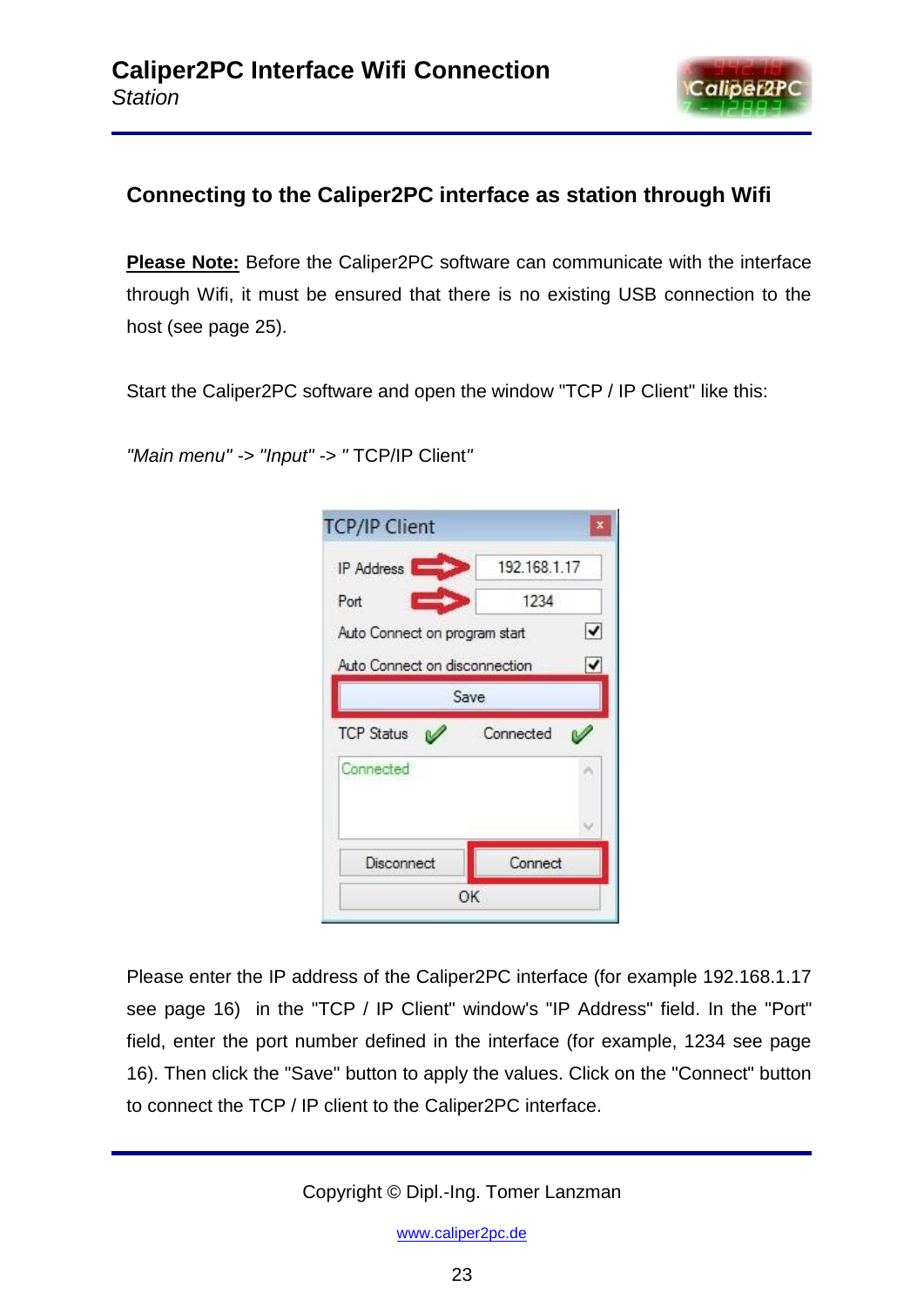## Connecting to the Caliper2PC interface as station through Wifi

**Please Note:** Before the Caliper2PC software can communicate with the interface through Wifi, it must be ensured that there is no existing USB connection to the host (see page 25).

Start the Caliper2PC software and open the window "TCP / IP Client" like this:

*"Main menu"* -> *"Input"* -> *"* TCP/IP Client*"*

Please enter the IP address of the Caliper2PC interface (for example 192.168.1.17 see page 16) in the "TCP / IP Client" window's "IP Address" field. In the "Port" field, enter the port number defined in the interface (for example, 1234 see page 16). Then click the "Save" button to apply the values. Click on the "Connect" button to connect the TCP / IP client to the Caliper2PC interface.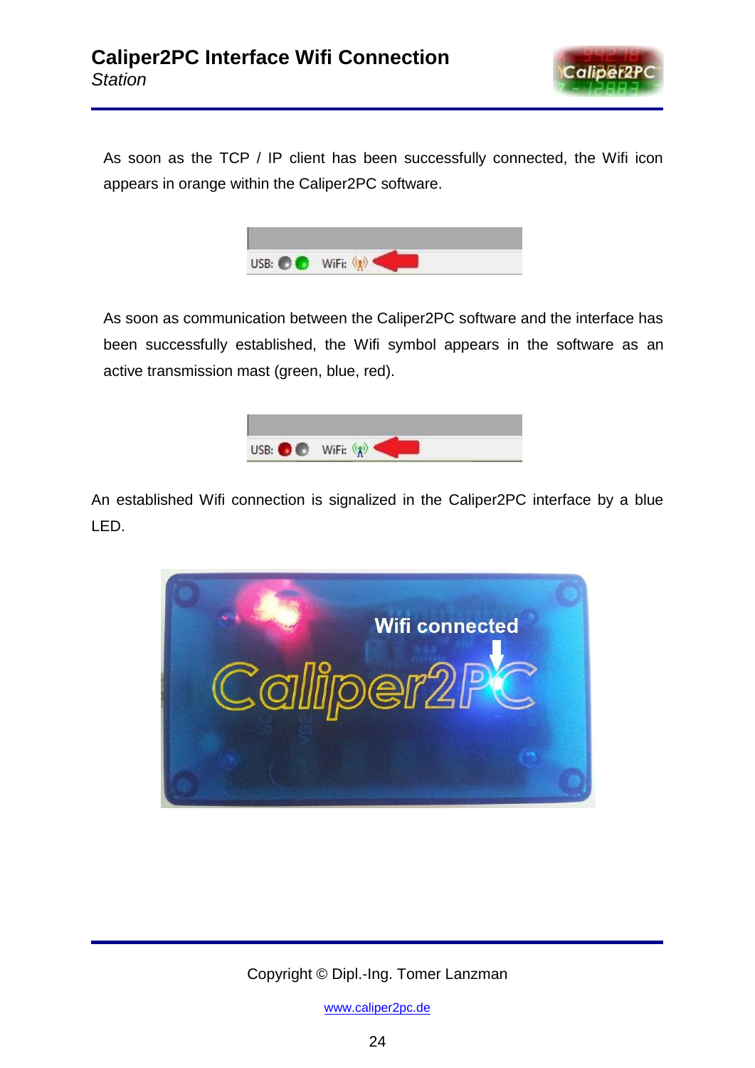As soon as the TCP / IP client has been successfully connected, the Wifi icon appears in orange within the Caliper2PC software.

As soon as communication between the Caliper2PC software and the interface has been successfully established, the Wifi symbol appears in the software as an active transmission mast (green, blue, red).

An established Wifi connection is signalized in the Caliper2PC interface by a blue LED.

Copyright © Dipl.-Ing. Tomer Lanzman

www.caliper2pc.de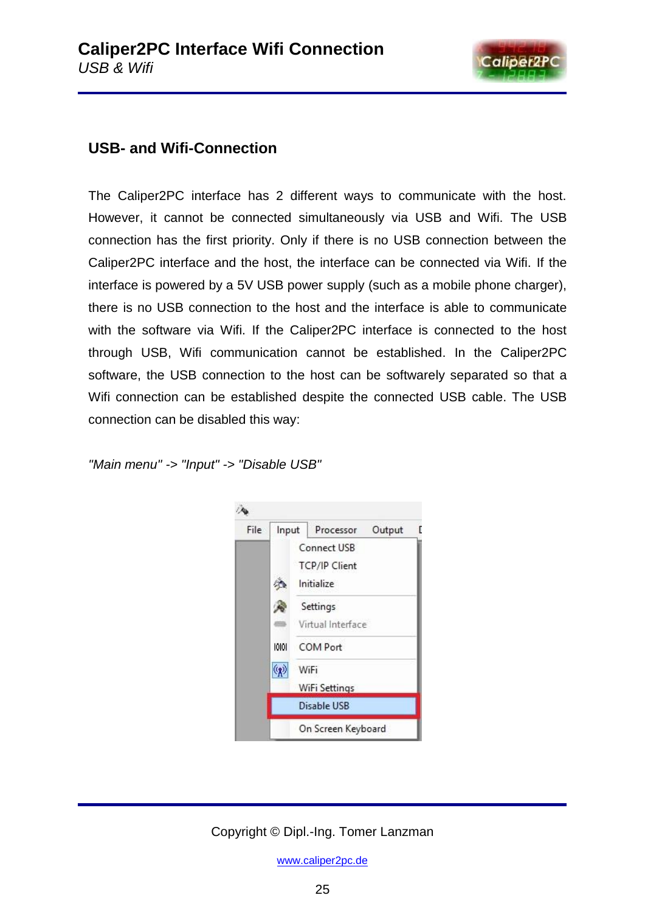## USB- and Wifi-Connection

The Caliper2PC interface has 2 different ways to communicate with the host. However, it cannot be connected simultaneously via USB and Wifi. The USB connection has the first priority. Only if there is no USB connection between the Caliper2PC interface and the host, the interface can be connected via Wifi. If the interface is powered by a 5V USB power supply (such as a mobile phone charger), there is no USB connection to the host and the interface is able to communicate with the software via Wifi. If the Caliper2PC interface is connected to the host through USB, Wifi communication cannot be established. In the Caliper2PC software, the USB connection to the host can be softwarely separated so that a Wifi connection can be established despite the connected USB cable. The USB connection can be disabled this way:

*"Main menu" -> "Input" -> "Disable USB"*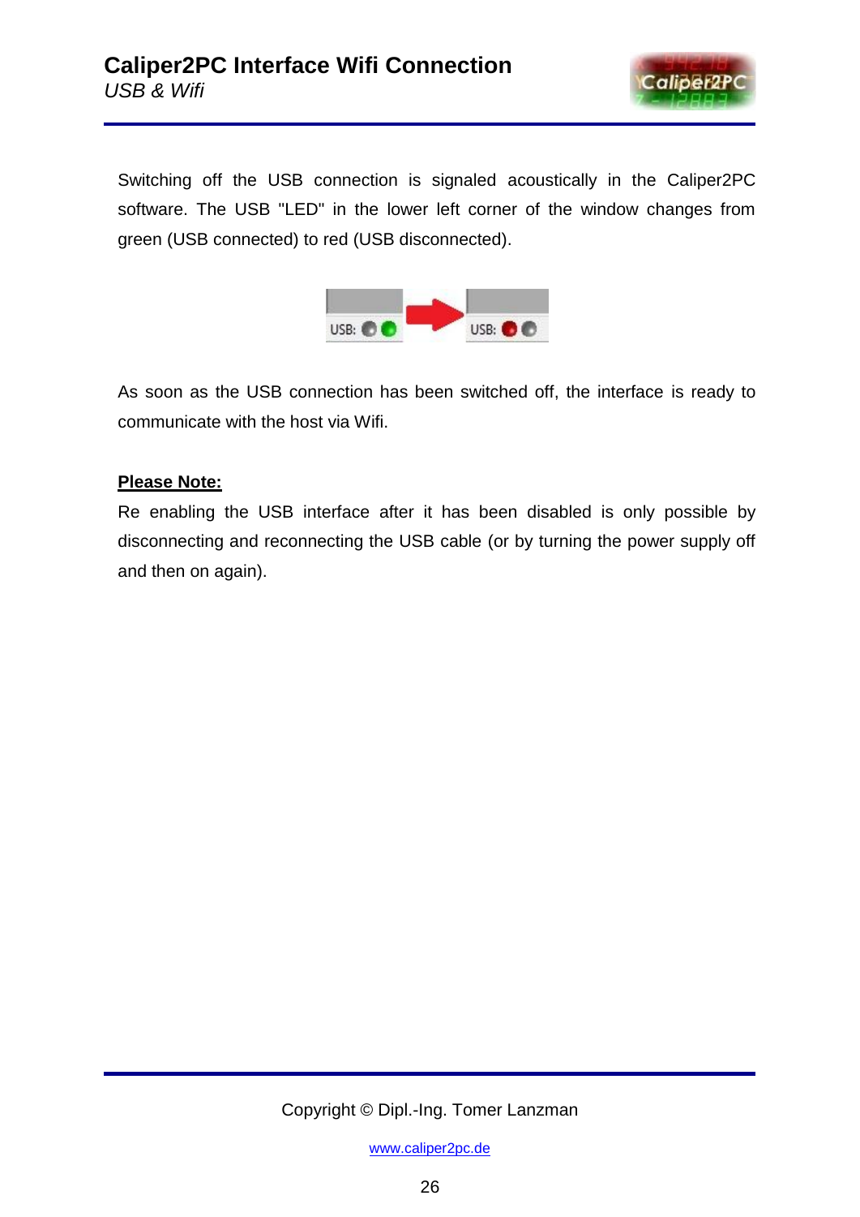Switching off the USB connection is signaled acoustically in the Caliper2PC software. The USB "LED" in the lower left corner of the window changes from green (USB connected) to red (USB disconnected).

USB:

USB:

As soon as the USB connection has been switched off, the interface is ready to communicate with the host via Wifi.

**Please Note:**

Re enabling the USB interface after it has been disabled is only possible by disconnecting and reconnecting the USB cable (or by turning the power supply off and then on again).